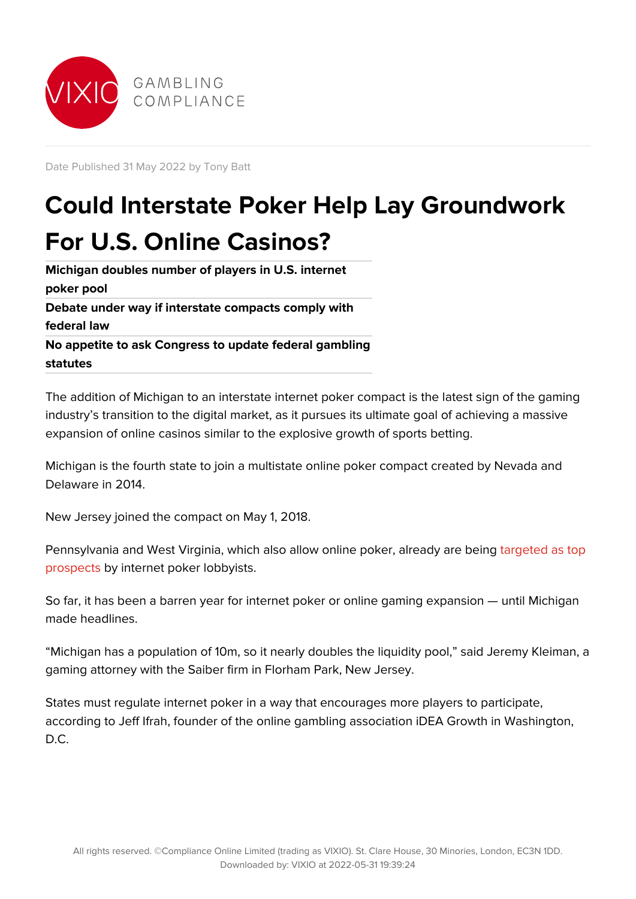GAMBLING COMPLIANCE

Date Published 31 May 2022 by Tony Batt

# Could Interstate Poker Help Lay Groundwork For U.S. Online Casinos?

**Michigan doubles number of players in U.S. internet poker pool**

**Debate under way if interstate compacts comply with federal law**

**No appetite to ask Congress to update federal gambling statutes**

The addition of Michigan to an interstate internet poker compact is the latest sign of the gaming industry's transition to the digital market, as it pursues its ultimate goal of achieving a massive expansion of online casinos similar to the explosive growth of sports betting.

Michigan is the fourth state to join a multistate online poker compact created by Nevada and Delaware in 2014.

New Jersey joined the compact on May 1, 2018.

Pennsylvania and West Virginia, which also allow online poker, already are being targeted as top prospects by internet poker lobbyists.

So far, it has been a barren year for internet poker or online gaming expansion — until Michigan made headlines.

"Michigan has a population of 10m, so it nearly doubles the liquidity pool," said Jeremy Kleiman, a gaming attorney with the Saiber firm in Florham Park, New Jersey.

States must regulate internet poker in a way that encourages more players to participate, according to Jeff Ifrah, founder of the online gambling association iDEA Growth in Washington, D.C.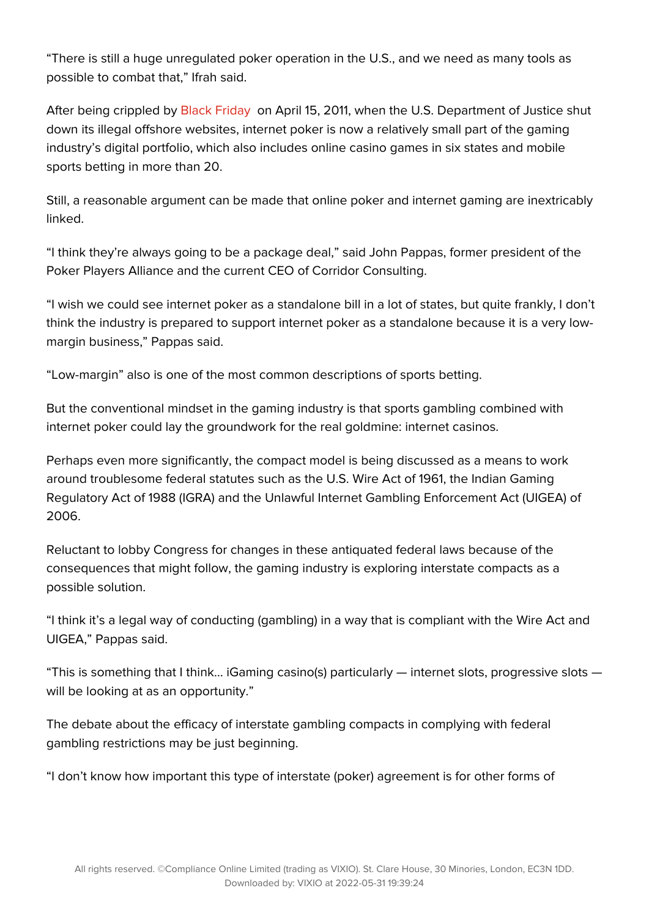"There is still a huge unregulated poker operation in the U.S., and we need as many tools as possible to combat that," Ifrah said.

After being crippled by Black Friday on April 15, 2011, when the U.S. Department of Justice shut down its illegal offshore websites, internet poker is now a relatively small part of the gaming industry's digital portfolio, which also includes online casino games in six states and mobile sports betting in more than 20.

Still, a reasonable argument can be made that online poker and internet gaming are inextricably linked.

"I think they're always going to be a package deal," said John Pappas, former president of the Poker Players Alliance and the current CEO of Corridor Consulting.

"I wish we could see internet poker as a standalone bill in a lot of states, but quite frankly, I don't think the industry is prepared to support internet poker as a standalone because it is a very low-margin business," Pappas said.

"Low-margin" also is one of the most common descriptions of sports betting.

But the conventional mindset in the gaming industry is that sports gambling combined with internet poker could lay the groundwork for the real goldmine: internet casinos.

Perhaps even more significantly, the compact model is being discussed as a means to work around troublesome federal statutes such as the U.S. Wire Act of 1961, the Indian Gaming Regulatory Act of 1988 (IGRA) and the Unlawful Internet Gambling Enforcement Act (UIGEA) of 2006.

Reluctant to lobby Congress for changes in these antiquated federal laws because of the consequences that might follow, the gaming industry is exploring interstate compacts as a possible solution.

"I think it's a legal way of conducting (gambling) in a way that is compliant with the Wire Act and UIGEA," Pappas said.

"This is something that I think… iGaming casino(s) particularly — internet slots, progressive slots — will be looking at as an opportunity."

The debate about the efficacy of interstate gambling compacts in complying with federal gambling restrictions may be just beginning.

"I don't know how important this type of interstate (poker) agreement is for other forms of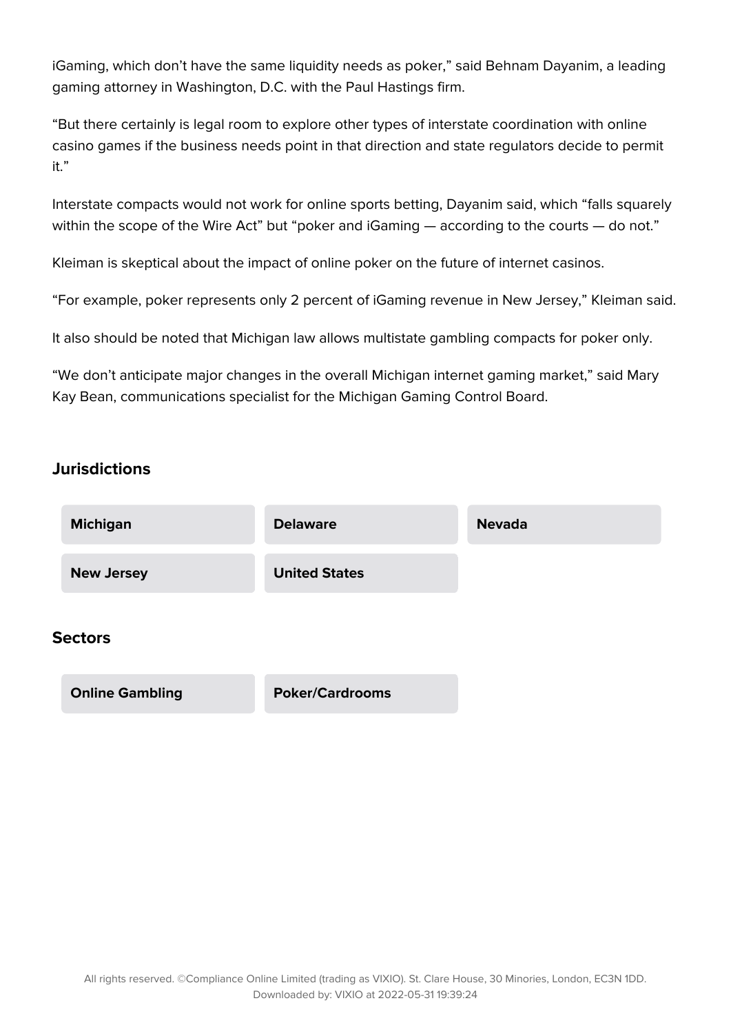iGaming, which don't have the same liquidity needs as poker," said Behnam Dayanim, a leading gaming attorney in Washington, D.C. with the Paul Hastings firm.

"But there certainly is legal room to explore other types of interstate coordination with online casino games if the business needs point in that direction and state regulators decide to permit it."

Interstate compacts would not work for online sports betting, Dayanim said, which "falls squarely within the scope of the Wire Act" but "poker and iGaming — according to the courts — do not."

Kleiman is skeptical about the impact of online poker on the future of internet casinos.

"For example, poker represents only 2 percent of iGaming revenue in New Jersey," Kleiman said.

It also should be noted that Michigan law allows multistate gambling compacts for poker only.

"We don't anticipate major changes in the overall Michigan internet gaming market," said Mary Kay Bean, communications specialist for the Michigan Gaming Control Board.

## Jurisdictions

- Michigan
- Delaware
- Nevada
- New Jersey
- United States

## Sectors

- Online Gambling
- Poker/Cardrooms

All rights reserved. ©Compliance Online Limited (trading as VIXIO). St. Clare House, 30 Minories, London, EC3N 1DD.
Downloaded by: VIXIO at 2022-05-31 19:39:24